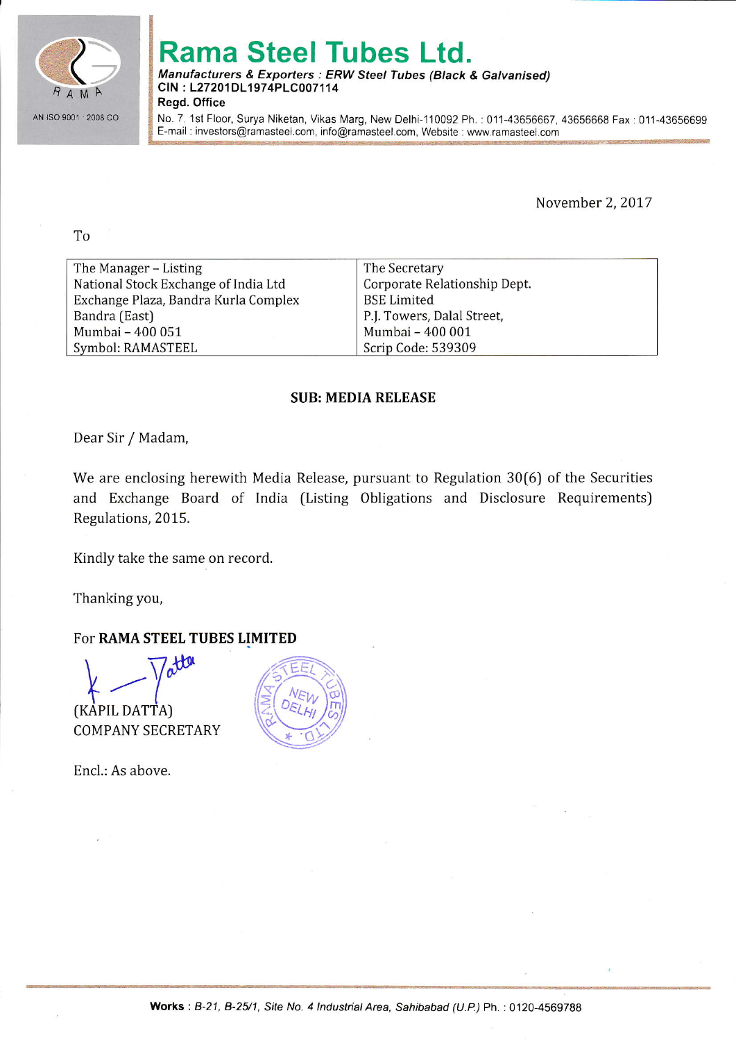# Rama Steel Tubes Ltd.

***Manufacturers & Exporters : ERW Steel Tubes (Black & Galvanised)***
**CIN : L27201DL1974PLC007114**
**Regd. Office**
No. 7, 1st Floor, Surya Niketan, Vikas Marg, New Delhi-110092 Ph. : 011-43656667, 43656668 Fax : 011-43656699
E-mail : investors@ramasteel.com, info@ramasteel.com, Website : www.ramasteel.com

AN ISO 9001 : 2008 CO

November 2, 2017

To

| The Manager – Listing<br>National Stock Exchange of India Ltd<br>Exchange Plaza, Bandra Kurla Complex<br>Bandra (East)<br>Mumbai – 400 051<br>Symbol: RAMASTEEL | The Secretary<br>Corporate Relationship Dept.<br>BSE Limited<br>P.J. Towers, Dalal Street,<br>Mumbai – 400 001<br>Scrip Code: 539309 |
|---|---|

**SUB: MEDIA RELEASE**

Dear Sir / Madam,

We are enclosing herewith Media Release, pursuant to Regulation 30(6) of the Securities and Exchange Board of India (Listing Obligations and Disclosure Requirements) Regulations, 2015.

Kindly take the same on record.

Thanking you,

For **RAMA STEEL TUBES LIMITED**

(KAPIL DATTA)
COMPANY SECRETARY

Encl.: As above.

**Works** : *B-21, B-25/1, Site No. 4 Industrial Area, Sahibabad (U.P.)* Ph. : 0120-4569788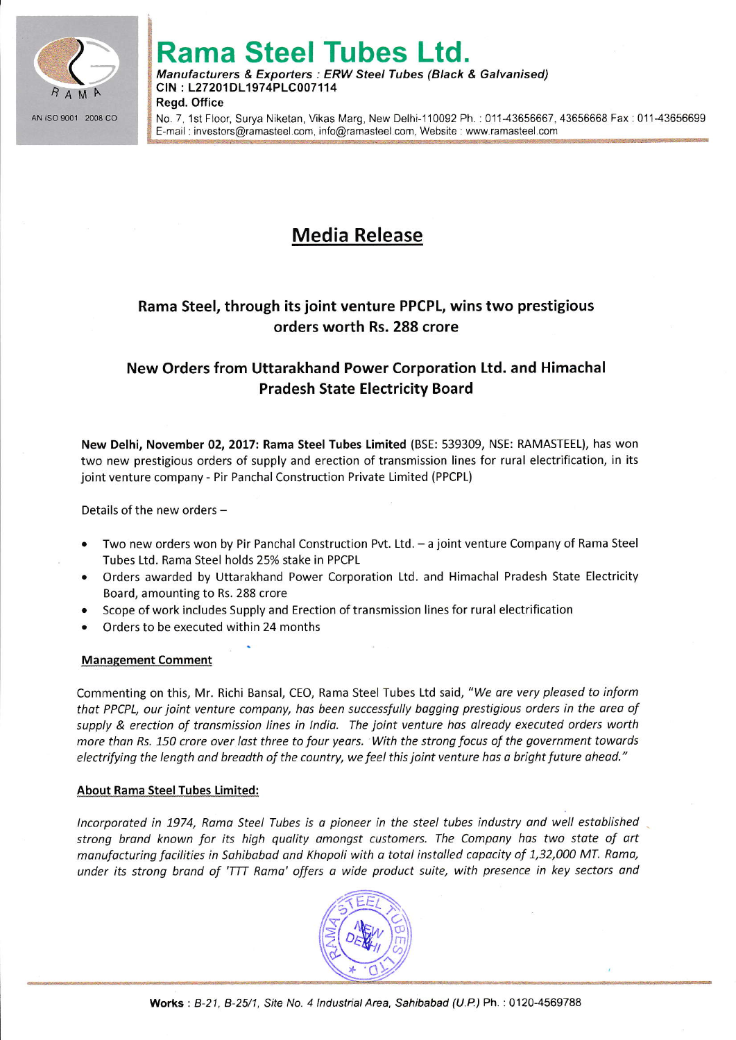# Rama Steel Tubes Ltd.

*Manufacturers & Exporters : ERW Steel Tubes (Black & Galvanised)*
**CIN : L27201DL1974PLC007114**
**Regd. Office**
No. 7, 1st Floor, Surya Niketan, Vikas Marg, New Delhi-110092 Ph. : 011-43656667, 43656668 Fax : 011-43656699
E-mail : investors@ramasteel.com, info@ramasteel.com, Website : www.ramasteel.com

AN ISO 9001 2008 CO

## Media Release

### Rama Steel, through its joint venture PPCPL, wins two prestigious orders worth Rs. 288 crore

### New Orders from Uttarakhand Power Corporation Ltd. and Himachal Pradesh State Electricity Board

**New Delhi, November 02, 2017: Rama Steel Tubes Limited** (BSE: 539309, NSE: RAMASTEEL), has won two new prestigious orders of supply and erection of transmission lines for rural electrification, in its joint venture company - Pir Panchal Construction Private Limited (PPCPL)

Details of the new orders –

- Two new orders won by Pir Panchal Construction Pvt. Ltd. – a joint venture Company of Rama Steel Tubes Ltd. Rama Steel holds 25% stake in PPCPL
- Orders awarded by Uttarakhand Power Corporation Ltd. and Himachal Pradesh State Electricity Board, amounting to Rs. 288 crore
- Scope of work includes Supply and Erection of transmission lines for rural electrification
- Orders to be executed within 24 months

**Management Comment**

Commenting on this, Mr. Richi Bansal, CEO, Rama Steel Tubes Ltd said, "*We are very pleased to inform that PPCPL, our joint venture company, has been successfully bagging prestigious orders in the area of supply & erection of transmission lines in India. The joint venture has already executed orders worth more than Rs. 150 crore over last three to four years. With the strong focus of the government towards electrifying the length and breadth of the country, we feel this joint venture has a bright future ahead.*"

**About Rama Steel Tubes Limited:**

*Incorporated in 1974, Rama Steel Tubes is a pioneer in the steel tubes industry and well established strong brand known for its high quality amongst customers. The Company has two state of art manufacturing facilities in Sahibabad and Khopoli with a total installed capacity of 1,32,000 MT. Rama, under its strong brand of 'TTT Rama' offers a wide product suite, with presence in key sectors and*

**Works** : *B-21, B-25/1, Site No. 4 Industrial Area, Sahibabad (U.P.)* Ph. : 0120-4569788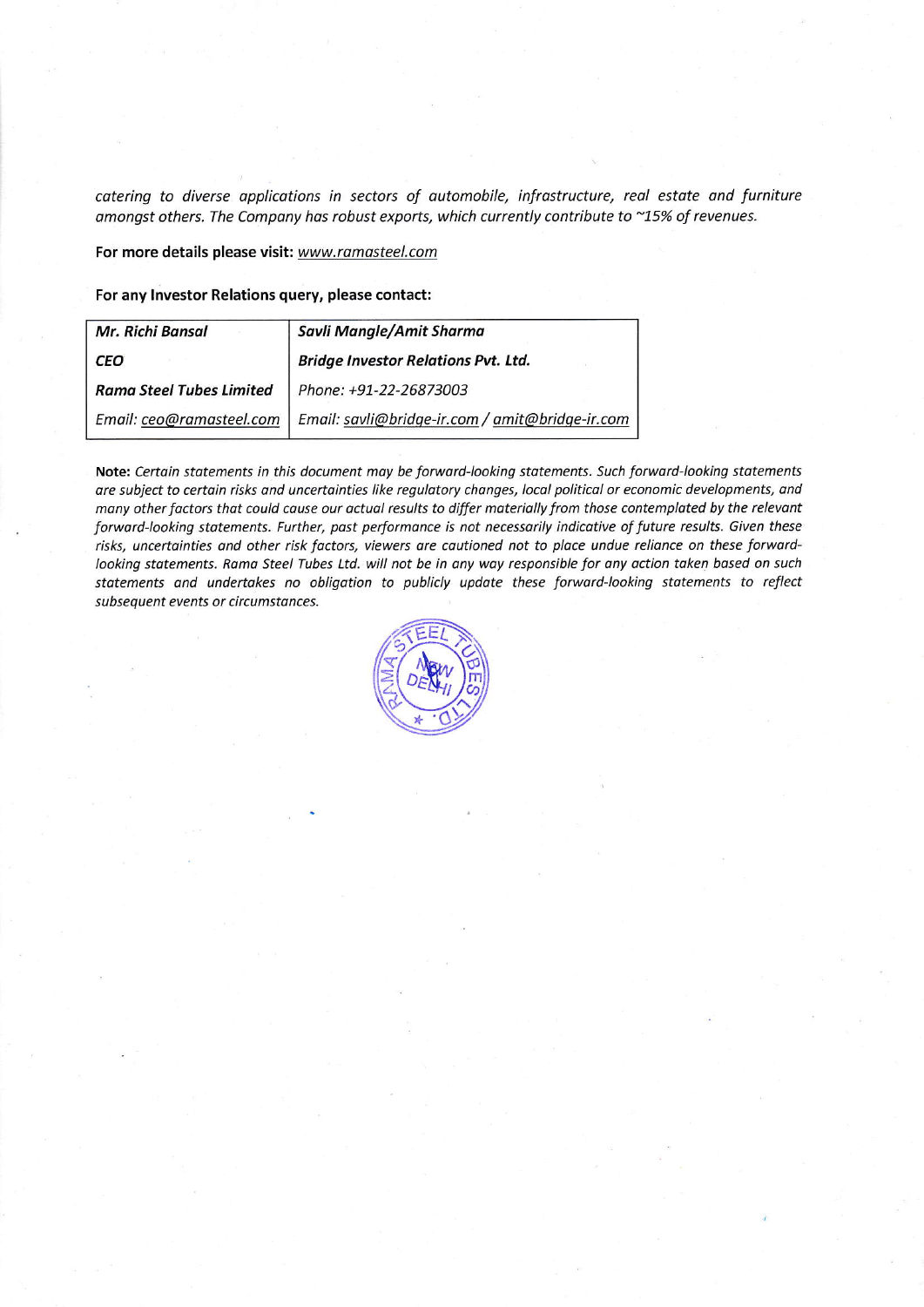*catering to diverse applications in sectors of automobile, infrastructure, real estate and furniture amongst others. The Company has robust exports, which currently contribute to ~15% of revenues.*

**For more details please visit:** www.ramasteel.com

**For any Investor Relations query, please contact:**

| | |
|---|---|
| ***Mr. Richi Bansal*** | ***Savli Mangle/Amit Sharma*** |
| ***CEO*** | ***Bridge Investor Relations Pvt. Ltd.*** |
| ***Rama Steel Tubes Limited*** | *Phone: +91-22-26873003* |
| *Email: ceo@ramasteel.com* | *Email: savli@bridge-ir.com / amit@bridge-ir.com* |

**Note:** *Certain statements in this document may be forward-looking statements. Such forward-looking statements are subject to certain risks and uncertainties like regulatory changes, local political or economic developments, and many other factors that could cause our actual results to differ materially from those contemplated by the relevant forward-looking statements. Further, past performance is not necessarily indicative of future results. Given these risks, uncertainties and other risk factors, viewers are cautioned not to place undue reliance on these forward-looking statements. Rama Steel Tubes Ltd. will not be in any way responsible for any action taken based on such statements and undertakes no obligation to publicly update these forward-looking statements to reflect subsequent events or circumstances.*